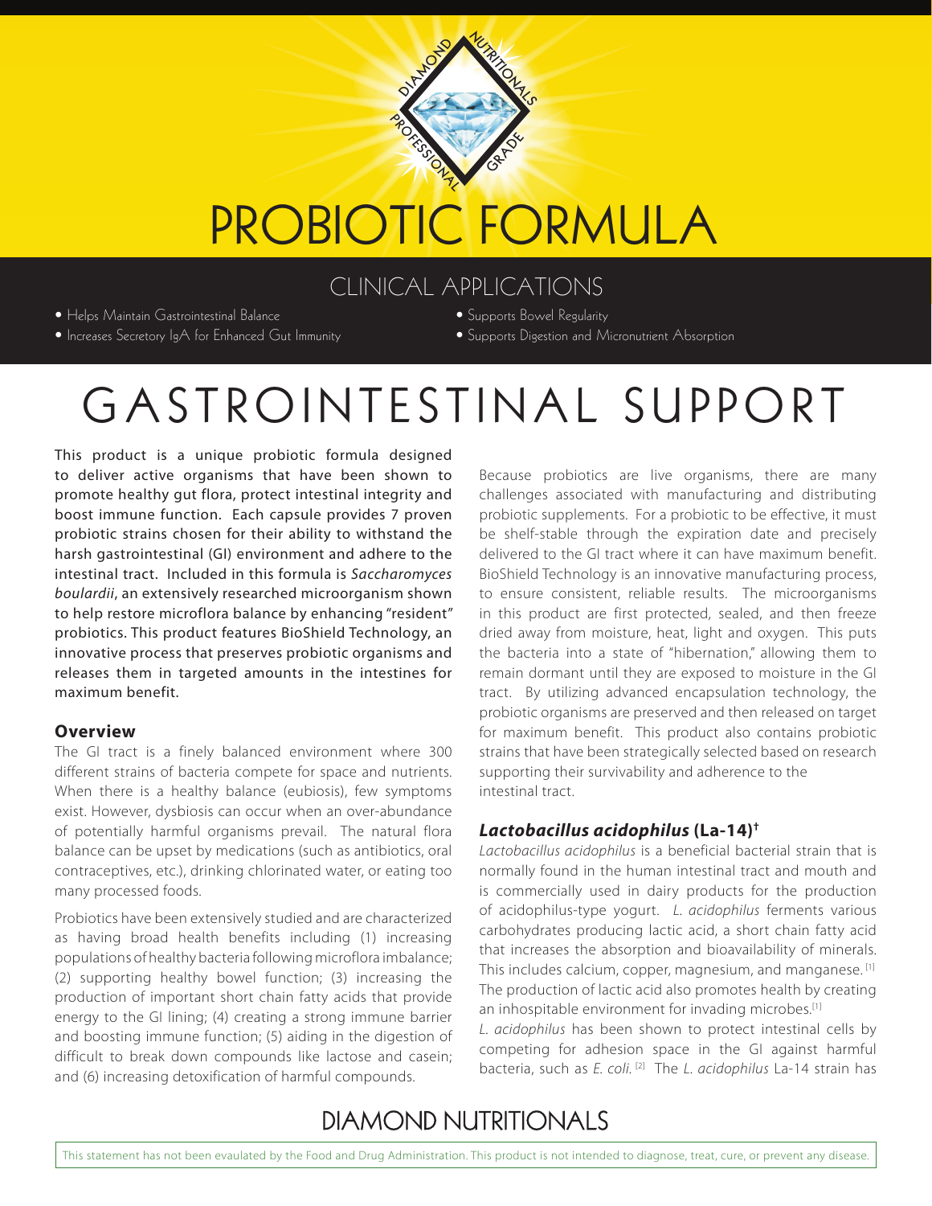DIAMOND NUTRITIONALS PROFESSIONAL GRADE

# PROBIOTIC FORMULA

## CLINICAL APPLICATIONS

- Helps Maintain Gastrointestinal Balance
- Increases Secretory IgA for Enhanced Gut Immunity
- Supports Bowel Regularity
- Supports Digestion and Micronutrient Absorption

# GASTROINTESTINAL SUPPORT

This product is a unique probiotic formula designed to deliver active organisms that have been shown to promote healthy gut flora, protect intestinal integrity and boost immune function. Each capsule provides 7 proven probiotic strains chosen for their ability to withstand the harsh gastrointestinal (GI) environment and adhere to the intestinal tract. Included in this formula is *Saccharomyces boulardii*, an extensively researched microorganism shown to help restore microflora balance by enhancing "resident" probiotics. This product features BioShield Technology, an innovative process that preserves probiotic organisms and releases them in targeted amounts in the intestines for maximum benefit.

### Overview

The GI tract is a finely balanced environment where 300 different strains of bacteria compete for space and nutrients. When there is a healthy balance (eubiosis), few symptoms exist. However, dysbiosis can occur when an over-abundance of potentially harmful organisms prevail. The natural flora balance can be upset by medications (such as antibiotics, oral contraceptives, etc.), drinking chlorinated water, or eating too many processed foods.

Probiotics have been extensively studied and are characterized as having broad health benefits including (1) increasing populations of healthy bacteria following microflora imbalance; (2) supporting healthy bowel function; (3) increasing the production of important short chain fatty acids that provide energy to the GI lining; (4) creating a strong immune barrier and boosting immune function; (5) aiding in the digestion of difficult to break down compounds like lactose and casein; and (6) increasing detoxification of harmful compounds.

Because probiotics are live organisms, there are many challenges associated with manufacturing and distributing probiotic supplements. For a probiotic to be effective, it must be shelf-stable through the expiration date and precisely delivered to the GI tract where it can have maximum benefit. BioShield Technology is an innovative manufacturing process, to ensure consistent, reliable results. The microorganisms in this product are first protected, sealed, and then freeze dried away from moisture, heat, light and oxygen. This puts the bacteria into a state of "hibernation," allowing them to remain dormant until they are exposed to moisture in the GI tract. By utilizing advanced encapsulation technology, the probiotic organisms are preserved and then released on target for maximum benefit. This product also contains probiotic strains that have been strategically selected based on research supporting their survivability and adherence to the intestinal tract.

### *Lactobacillus acidophilus* (La-14)†

*Lactobacillus acidophilus* is a beneficial bacterial strain that is normally found in the human intestinal tract and mouth and is commercially used in dairy products for the production of acidophilus-type yogurt. *L. acidophilus* ferments various carbohydrates producing lactic acid, a short chain fatty acid that increases the absorption and bioavailability of minerals. This includes calcium, copper, magnesium, and manganese.[1] The production of lactic acid also promotes health by creating an inhospitable environment for invading microbes.[1]

*L. acidophilus* has been shown to protect intestinal cells by competing for adhesion space in the GI against harmful bacteria, such as *E. coli.*[2] The *L. acidophilus* La-14 strain has

DIAMOND NUTRITIONALS

This statement has not been evaulated by the Food and Drug Administration. This product is not intended to diagnose, treat, cure, or prevent any disease.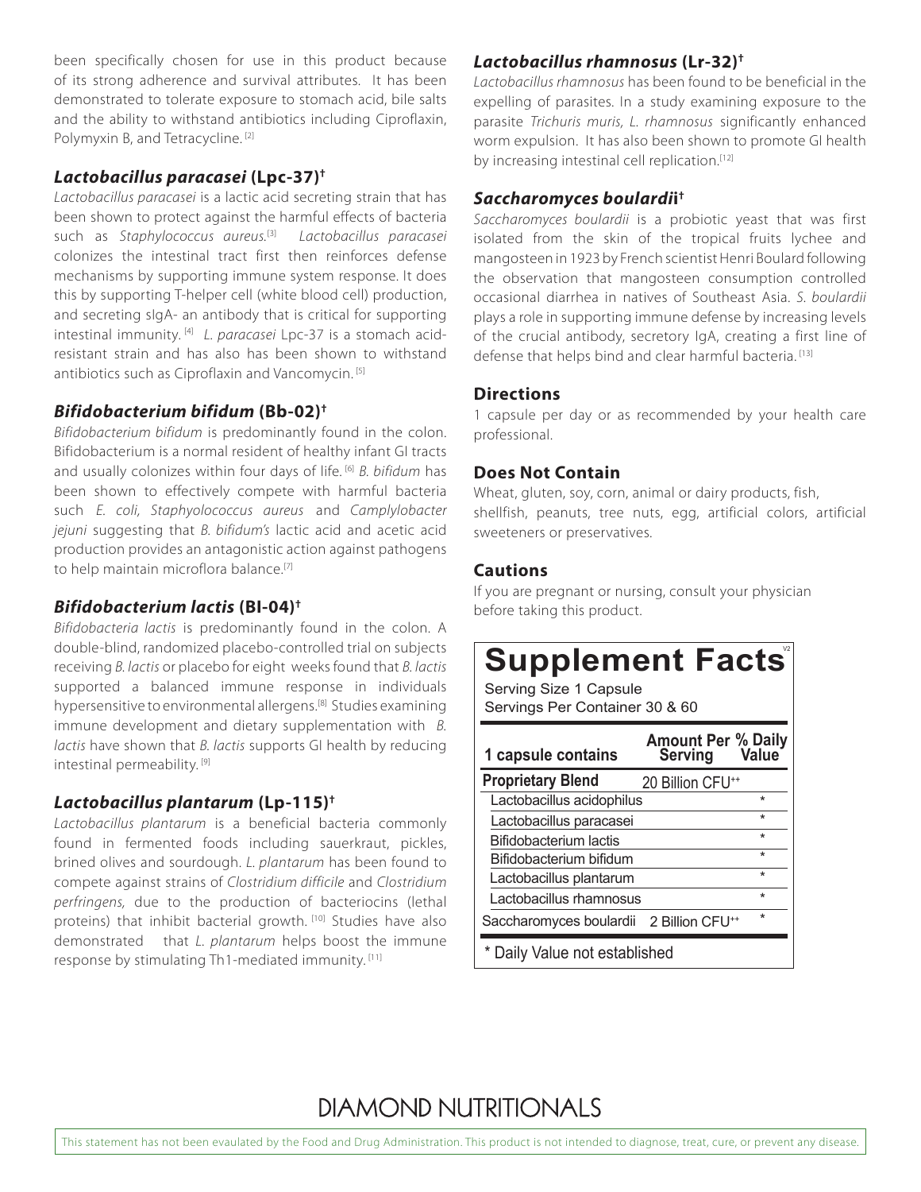been specifically chosen for use in this product because of its strong adherence and survival attributes. It has been demonstrated to tolerate exposure to stomach acid, bile salts and the ability to withstand antibiotics including Ciproflaxin, Polymyxin B, and Tetracycline. [2]

### *Lactobacillus paracasei* (Lpc-37)†

*Lactobacillus paracasei* is a lactic acid secreting strain that has been shown to protect against the harmful effects of bacteria such as *Staphylococcus aureus.*[3] *Lactobacillus paracasei* colonizes the intestinal tract first then reinforces defense mechanisms by supporting immune system response. It does this by supporting T-helper cell (white blood cell) production, and secreting sIgA- an antibody that is critical for supporting intestinal immunity. [4] *L. paracasei* Lpc-37 is a stomach acid-resistant strain and has also has been shown to withstand antibiotics such as Ciproflaxin and Vancomycin. [5]

### *Bifidobacterium bifidum* (Bb-02)†

*Bifidobacterium bifidum* is predominantly found in the colon. Bifidobacterium is a normal resident of healthy infant GI tracts and usually colonizes within four days of life. [6] *B. bifidum* has been shown to effectively compete with harmful bacteria such *E. coli*, *Staphylococcus aureus* and *Camplylobacter jejuni* suggesting that *B. bifidum's* lactic acid and acetic acid production provides an antagonistic action against pathogens to help maintain microflora balance.[7]

### *Bifidobacterium lactis* (Bl-04)†

*Bifidobacteria lactis* is predominantly found in the colon. A double-blind, randomized placebo-controlled trial on subjects receiving *B. lactis* or placebo for eight weeks found that *B. lactis* supported a balanced immune response in individuals hypersensitive to environmental allergens.[8] Studies examining immune development and dietary supplementation with *B. lactis* have shown that *B. lactis* supports GI health by reducing intestinal permeability. [9]

### *Lactobacillus plantarum* (Lp-115)†

*Lactobacillus plantarum* is a beneficial bacteria commonly found in fermented foods including sauerkraut, pickles, brined olives and sourdough. *L. plantarum* has been found to compete against strains of *Clostridium difficile* and *Clostridium perfringens,* due to the production of bacteriocins (lethal proteins) that inhibit bacterial growth. [10] Studies have also demonstrated that *L. plantarum* helps boost the immune response by stimulating Th1-mediated immunity. [11]

### *Lactobacillus rhamnosus* (Lr-32)†

*Lactobacillus rhamnosus* has been found to be beneficial in the expelling of parasites. In a study examining exposure to the parasite *Trichuris muris, L. rhamnosus* significantly enhanced worm expulsion. It has also been shown to promote GI health by increasing intestinal cell replication.[12]

### *Saccharomyces boulardii*†

*Saccharomyces boulardii* is a probiotic yeast that was first isolated from the skin of the tropical fruits lychee and mangosteen in 1923 by French scientist Henri Boulard following the observation that mangosteen consumption controlled occasional diarrhea in natives of Southeast Asia. *S. boulardii* plays a role in supporting immune defense by increasing levels of the crucial antibody, secretory IgA, creating a first line of defense that helps bind and clear harmful bacteria. [13]

### Directions

1 capsule per day or as recommended by your health care professional.

### Does Not Contain

Wheat, gluten, soy, corn, animal or dairy products, fish, shellfish, peanuts, tree nuts, egg, artificial colors, artificial sweeteners or preservatives.

### Cautions

If you are pregnant or nursing, consult your physician before taking this product.

## Supplement Facts

Serving Size 1 Capsule
Servings Per Container 30 & 60

| 1 capsule contains | Amount Per Serving | % Daily Value |
|---|---|---|
| **Proprietary Blend** | 20 Billion CFU++ | |
| Lactobacillus acidophilus | | * |
| Lactobacillus paracasei | | * |
| Bifidobacterium lactis | | * |
| Bifidobacterium bifidum | | * |
| Lactobacillus plantarum | | * |
| Lactobacillus rhamnosus | | * |
| Saccharomyces boulardii | 2 Billion CFU++ | * |

* Daily Value not established

DIAMOND NUTRITIONALS

This statement has not been evaulated by the Food and Drug Administration. This product is not intended to diagnose, treat, cure, or prevent any disease.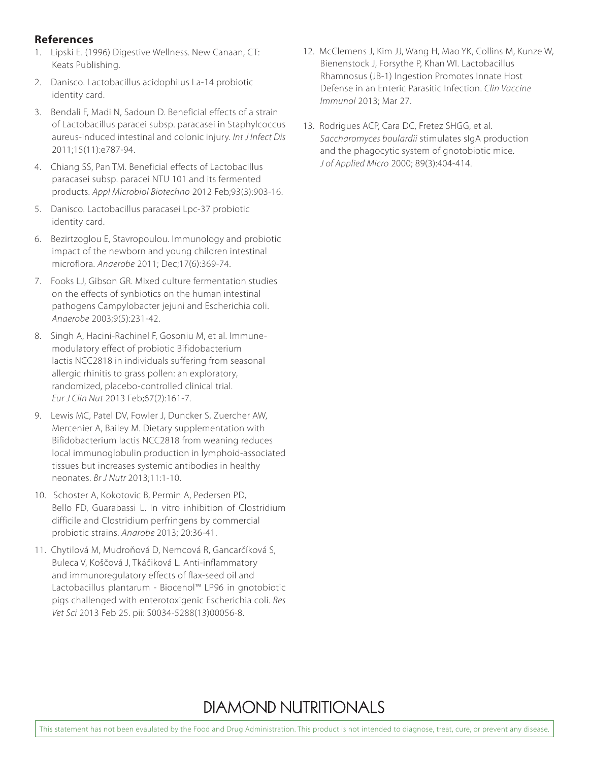## References

1. Lipski E. (1996) Digestive Wellness. New Canaan, CT: Keats Publishing.
2. Danisco. Lactobacillus acidophilus La-14 probiotic identity card.
3. Bendali F, Madi N, Sadoun D. Beneficial effects of a strain of Lactobacillus paracei subsp. paracasei in Staphylcoccus aureus-induced intestinal and colonic injury. *Int J Infect Dis* 2011;15(11):e787-94.
4. Chiang SS, Pan TM. Beneficial effects of Lactobacillus paracasei subsp. paracei NTU 101 and its fermented products. *Appl Microbiol Biotechno* 2012 Feb;93(3):903-16.
5. Danisco. Lactobacillus paracasei Lpc-37 probiotic identity card.
6. Bezirtzoglou E, Stavropoulou. Immunology and probiotic impact of the newborn and young children intestinal microflora. *Anaerobe* 2011; Dec;17(6):369-74.
7. Fooks LJ, Gibson GR. Mixed culture fermentation studies on the effects of synbiotics on the human intestinal pathogens Campylobacter jejuni and Escherichia coli. *Anaerobe* 2003;9(5):231-42.
8. Singh A, Hacini-Rachinel F, Gosoniu M, et al. Immune-modulatory effect of probiotic Bifidobacterium lactis NCC2818 in individuals suffering from seasonal allergic rhinitis to grass pollen: an exploratory, randomized, placebo-controlled clinical trial. *Eur J Clin Nut* 2013 Feb;67(2):161-7.
9. Lewis MC, Patel DV, Fowler J, Duncker S, Zuercher AW, Mercenier A, Bailey M. Dietary supplementation with Bifidobacterium lactis NCC2818 from weaning reduces local immunoglobulin production in lymphoid-associated tissues but increases systemic antibodies in healthy neonates. *Br J Nutr* 2013;11:1-10.
10. Schoster A, Kokotovic B, Permin A, Pedersen PD, Bello FD, Guarabassi L. In vitro inhibition of Clostridium difficile and Clostridium perfringens by commercial probiotic strains. *Anarobe* 2013; 20:36-41.
11. Chytilová M, Mudroňová D, Nemcová R, Gancarčíková S, Buleca V, Koščová J, Tkáčiková L. Anti-inflammatory and immunoregulatory effects of flax-seed oil and Lactobacillus plantarum - Biocenol™ LP96 in gnotobiotic pigs challenged with enterotoxigenic Escherichia coli. *Res Vet Sci* 2013 Feb 25. pii: S0034-5288(13)00056-8.
12. McClemens J, Kim JJ, Wang H, Mao YK, Collins M, Kunze W, Bienenstock J, Forsythe P, Khan WI. Lactobacillus Rhamnosus (JB-1) Ingestion Promotes Innate Host Defense in an Enteric Parasitic Infection. *Clin Vaccine Immunol* 2013; Mar 27.
13. Rodrigues ACP, Cara DC, Fretez SHGG, et al. *Saccharomyces boulardii* stimulates sIgA production and the phagocytic system of gnotobiotic mice. *J of Applied Micro* 2000; 89(3):404-414.

DIAMOND NUTRITIONALS

This statement has not been evaulated by the Food and Drug Administration. This product is not intended to diagnose, treat, cure, or prevent any disease.